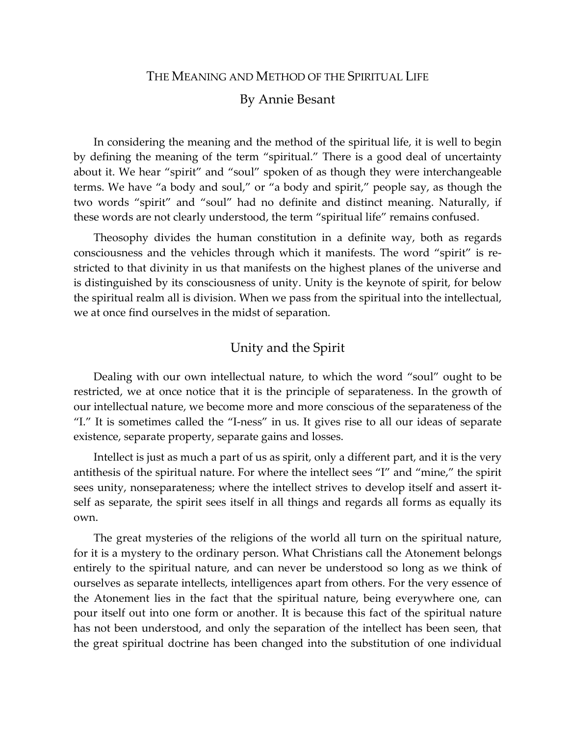# The Meaning and Method of the Spiritual Life

By Annie Besant

In considering the meaning and the method of the spiritual life, it is well to begin by defining the meaning of the term "spiritual." There is a good deal of uncertainty about it. We hear "spirit" and "soul" spoken of as though they were interchangeable terms. We have "a body and soul," or "a body and spirit," people say, as though the two words "spirit" and "soul" had no definite and distinct meaning. Naturally, if these words are not clearly understood, the term "spiritual life" remains confused.

Theosophy divides the human constitution in a definite way, both as regards consciousness and the vehicles through which it manifests. The word "spirit" is restricted to that divinity in us that manifests on the highest planes of the universe and is distinguished by its consciousness of unity. Unity is the keynote of spirit, for below the spiritual realm all is division. When we pass from the spiritual into the intellectual, we at once find ourselves in the midst of separation.

## Unity and the Spirit

Dealing with our own intellectual nature, to which the word "soul" ought to be restricted, we at once notice that it is the principle of separateness. In the growth of our intellectual nature, we become more and more conscious of the separateness of the "I." It is sometimes called the "I-ness" in us. It gives rise to all our ideas of separate existence, separate property, separate gains and losses.

Intellect is just as much a part of us as spirit, only a different part, and it is the very antithesis of the spiritual nature. For where the intellect sees "I" and "mine," the spirit sees unity, nonseparateness; where the intellect strives to develop itself and assert itself as separate, the spirit sees itself in all things and regards all forms as equally its own.

The great mysteries of the religions of the world all turn on the spiritual nature, for it is a mystery to the ordinary person. What Christians call the Atonement belongs entirely to the spiritual nature, and can never be understood so long as we think of ourselves as separate intellects, intelligences apart from others. For the very essence of the Atonement lies in the fact that the spiritual nature, being everywhere one, can pour itself out into one form or another. It is because this fact of the spiritual nature has not been understood, and only the separation of the intellect has been seen, that the great spiritual doctrine has been changed into the substitution of one individual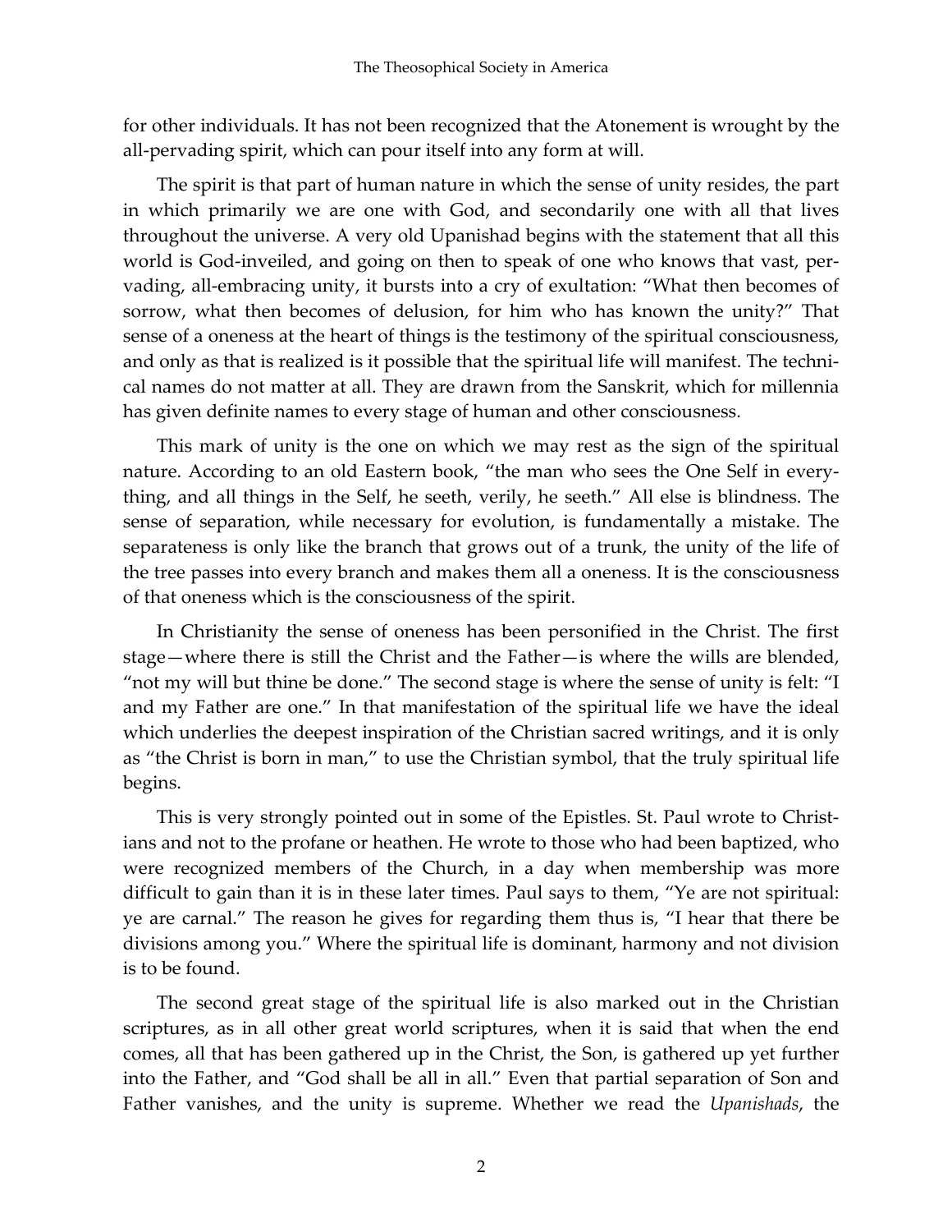for other individuals. It has not been recognized that the Atonement is wrought by the all-pervading spirit, which can pour itself into any form at will.

The spirit is that part of human nature in which the sense of unity resides, the part in which primarily we are one with God, and secondarily one with all that lives throughout the universe. A very old Upanishad begins with the statement that all this world is God-inveiled, and going on then to speak of one who knows that vast, pervading, all-embracing unity, it bursts into a cry of exultation: "What then becomes of sorrow, what then becomes of delusion, for him who has known the unity?" That sense of a oneness at the heart of things is the testimony of the spiritual consciousness, and only as that is realized is it possible that the spiritual life will manifest. The technical names do not matter at all. They are drawn from the Sanskrit, which for millennia has given definite names to every stage of human and other consciousness.

This mark of unity is the one on which we may rest as the sign of the spiritual nature. According to an old Eastern book, "the man who sees the One Self in everything, and all things in the Self, he seeth, verily, he seeth." All else is blindness. The sense of separation, while necessary for evolution, is fundamentally a mistake. The separateness is only like the branch that grows out of a trunk, the unity of the life of the tree passes into every branch and makes them all a oneness. It is the consciousness of that oneness which is the consciousness of the spirit.

In Christianity the sense of oneness has been personified in the Christ. The first stage—where there is still the Christ and the Father—is where the wills are blended, "not my will but thine be done." The second stage is where the sense of unity is felt: "I and my Father are one." In that manifestation of the spiritual life we have the ideal which underlies the deepest inspiration of the Christian sacred writings, and it is only as "the Christ is born in man," to use the Christian symbol, that the truly spiritual life begins.

This is very strongly pointed out in some of the Epistles. St. Paul wrote to Christians and not to the profane or heathen. He wrote to those who had been baptized, who were recognized members of the Church, in a day when membership was more difficult to gain than it is in these later times. Paul says to them, "Ye are not spiritual: ye are carnal." The reason he gives for regarding them thus is, "I hear that there be divisions among you." Where the spiritual life is dominant, harmony and not division is to be found.

The second great stage of the spiritual life is also marked out in the Christian scriptures, as in all other great world scriptures, when it is said that when the end comes, all that has been gathered up in the Christ, the Son, is gathered up yet further into the Father, and "God shall be all in all." Even that partial separation of Son and Father vanishes, and the unity is supreme. Whether we read the *Upanishads*, the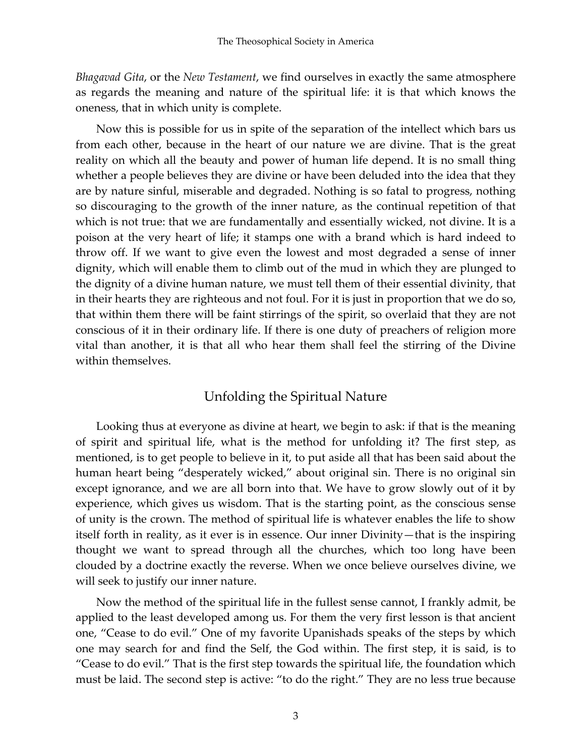*Bhagavad Gita*, or the *New Testament*, we find ourselves in exactly the same atmosphere as regards the meaning and nature of the spiritual life: it is that which knows the oneness, that in which unity is complete.

Now this is possible for us in spite of the separation of the intellect which bars us from each other, because in the heart of our nature we are divine. That is the great reality on which all the beauty and power of human life depend. It is no small thing whether a people believes they are divine or have been deluded into the idea that they are by nature sinful, miserable and degraded. Nothing is so fatal to progress, nothing so discouraging to the growth of the inner nature, as the continual repetition of that which is not true: that we are fundamentally and essentially wicked, not divine. It is a poison at the very heart of life; it stamps one with a brand which is hard indeed to throw off. If we want to give even the lowest and most degraded a sense of inner dignity, which will enable them to climb out of the mud in which they are plunged to the dignity of a divine human nature, we must tell them of their essential divinity, that in their hearts they are righteous and not foul. For it is just in proportion that we do so, that within them there will be faint stirrings of the spirit, so overlaid that they are not conscious of it in their ordinary life. If there is one duty of preachers of religion more vital than another, it is that all who hear them shall feel the stirring of the Divine within themselves.

## Unfolding the Spiritual Nature

Looking thus at everyone as divine at heart, we begin to ask: if that is the meaning of spirit and spiritual life, what is the method for unfolding it? The first step, as mentioned, is to get people to believe in it, to put aside all that has been said about the human heart being "desperately wicked," about original sin. There is no original sin except ignorance, and we are all born into that. We have to grow slowly out of it by experience, which gives us wisdom. That is the starting point, as the conscious sense of unity is the crown. The method of spiritual life is whatever enables the life to show itself forth in reality, as it ever is in essence. Our inner Divinity—that is the inspiring thought we want to spread through all the churches, which too long have been clouded by a doctrine exactly the reverse. When we once believe ourselves divine, we will seek to justify our inner nature.

Now the method of the spiritual life in the fullest sense cannot, I frankly admit, be applied to the least developed among us. For them the very first lesson is that ancient one, "Cease to do evil." One of my favorite Upanishads speaks of the steps by which one may search for and find the Self, the God within. The first step, it is said, is to "Cease to do evil." That is the first step towards the spiritual life, the foundation which must be laid. The second step is active: "to do the right." They are no less true because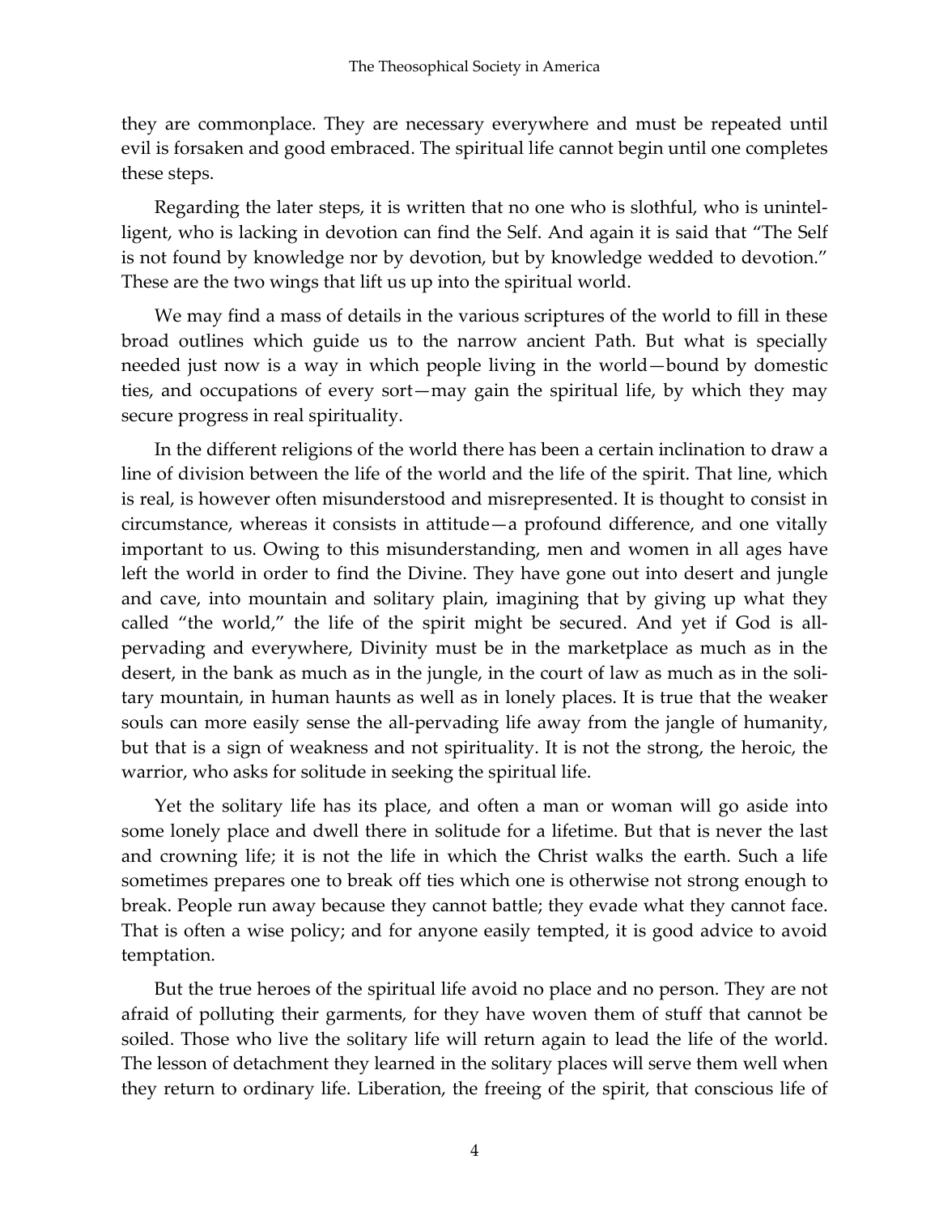they are commonplace. They are necessary everywhere and must be repeated until evil is forsaken and good embraced. The spiritual life cannot begin until one completes these steps.

Regarding the later steps, it is written that no one who is slothful, who is unintelligent, who is lacking in devotion can find the Self. And again it is said that "The Self is not found by knowledge nor by devotion, but by knowledge wedded to devotion." These are the two wings that lift us up into the spiritual world.

We may find a mass of details in the various scriptures of the world to fill in these broad outlines which guide us to the narrow ancient Path. But what is specially needed just now is a way in which people living in the world—bound by domestic ties, and occupations of every sort—may gain the spiritual life, by which they may secure progress in real spirituality.

In the different religions of the world there has been a certain inclination to draw a line of division between the life of the world and the life of the spirit. That line, which is real, is however often misunderstood and misrepresented. It is thought to consist in circumstance, whereas it consists in attitude—a profound difference, and one vitally important to us. Owing to this misunderstanding, men and women in all ages have left the world in order to find the Divine. They have gone out into desert and jungle and cave, into mountain and solitary plain, imagining that by giving up what they called "the world," the life of the spirit might be secured. And yet if God is all-pervading and everywhere, Divinity must be in the marketplace as much as in the desert, in the bank as much as in the jungle, in the court of law as much as in the solitary mountain, in human haunts as well as in lonely places. It is true that the weaker souls can more easily sense the all-pervading life away from the jangle of humanity, but that is a sign of weakness and not spirituality. It is not the strong, the heroic, the warrior, who asks for solitude in seeking the spiritual life.

Yet the solitary life has its place, and often a man or woman will go aside into some lonely place and dwell there in solitude for a lifetime. But that is never the last and crowning life; it is not the life in which the Christ walks the earth. Such a life sometimes prepares one to break off ties which one is otherwise not strong enough to break. People run away because they cannot battle; they evade what they cannot face. That is often a wise policy; and for anyone easily tempted, it is good advice to avoid temptation.

But the true heroes of the spiritual life avoid no place and no person. They are not afraid of polluting their garments, for they have woven them of stuff that cannot be soiled. Those who live the solitary life will return again to lead the life of the world. The lesson of detachment they learned in the solitary places will serve them well when they return to ordinary life. Liberation, the freeing of the spirit, that conscious life of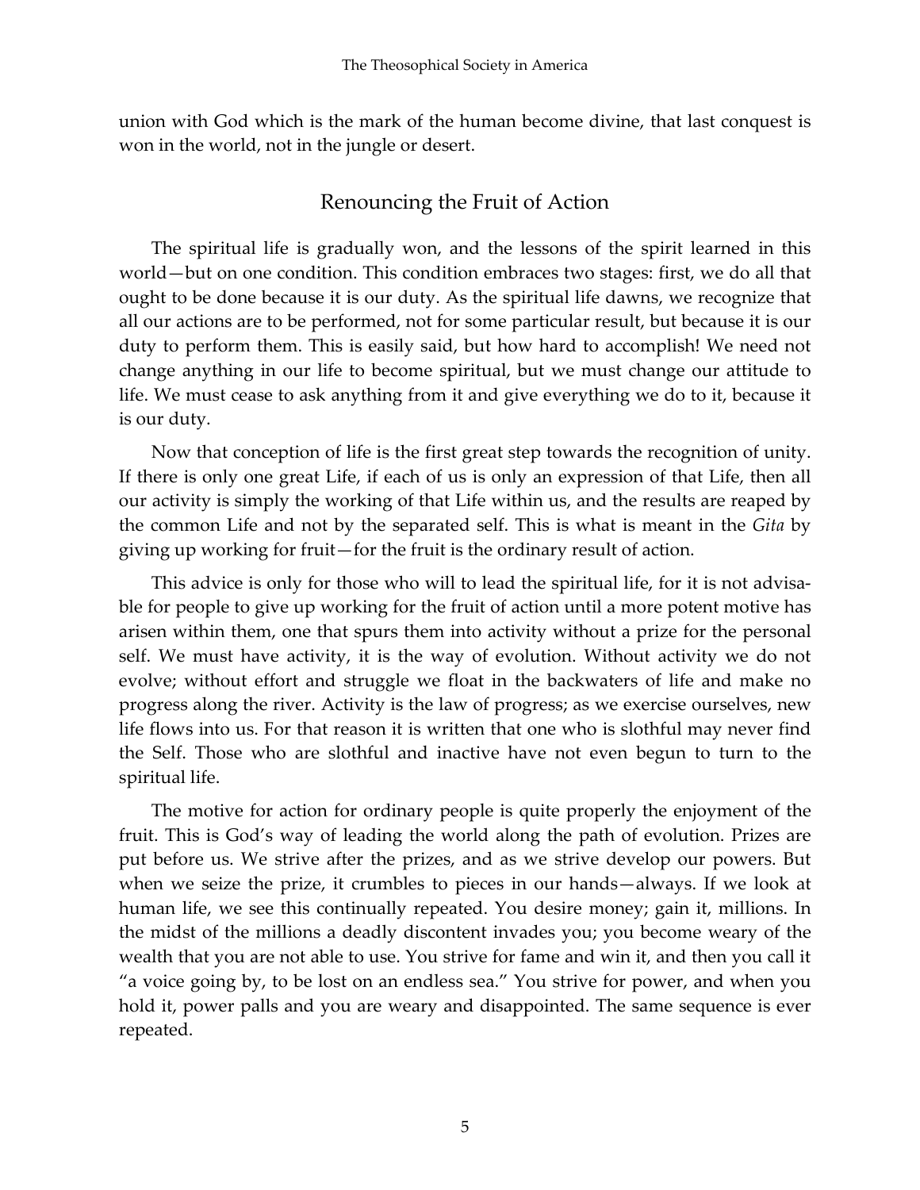union with God which is the mark of the human become divine, that last conquest is won in the world, not in the jungle or desert.

## Renouncing the Fruit of Action

The spiritual life is gradually won, and the lessons of the spirit learned in this world—but on one condition. This condition embraces two stages: first, we do all that ought to be done because it is our duty. As the spiritual life dawns, we recognize that all our actions are to be performed, not for some particular result, but because it is our duty to perform them. This is easily said, but how hard to accomplish! We need not change anything in our life to become spiritual, but we must change our attitude to life. We must cease to ask anything from it and give everything we do to it, because it is our duty.

Now that conception of life is the first great step towards the recognition of unity. If there is only one great Life, if each of us is only an expression of that Life, then all our activity is simply the working of that Life within us, and the results are reaped by the common Life and not by the separated self. This is what is meant in the *Gita* by giving up working for fruit—for the fruit is the ordinary result of action.

This advice is only for those who will to lead the spiritual life, for it is not advisable for people to give up working for the fruit of action until a more potent motive has arisen within them, one that spurs them into activity without a prize for the personal self. We must have activity, it is the way of evolution. Without activity we do not evolve; without effort and struggle we float in the backwaters of life and make no progress along the river. Activity is the law of progress; as we exercise ourselves, new life flows into us. For that reason it is written that one who is slothful may never find the Self. Those who are slothful and inactive have not even begun to turn to the spiritual life.

The motive for action for ordinary people is quite properly the enjoyment of the fruit. This is God's way of leading the world along the path of evolution. Prizes are put before us. We strive after the prizes, and as we strive develop our powers. But when we seize the prize, it crumbles to pieces in our hands—always. If we look at human life, we see this continually repeated. You desire money; gain it, millions. In the midst of the millions a deadly discontent invades you; you become weary of the wealth that you are not able to use. You strive for fame and win it, and then you call it "a voice going by, to be lost on an endless sea." You strive for power, and when you hold it, power palls and you are weary and disappointed. The same sequence is ever repeated.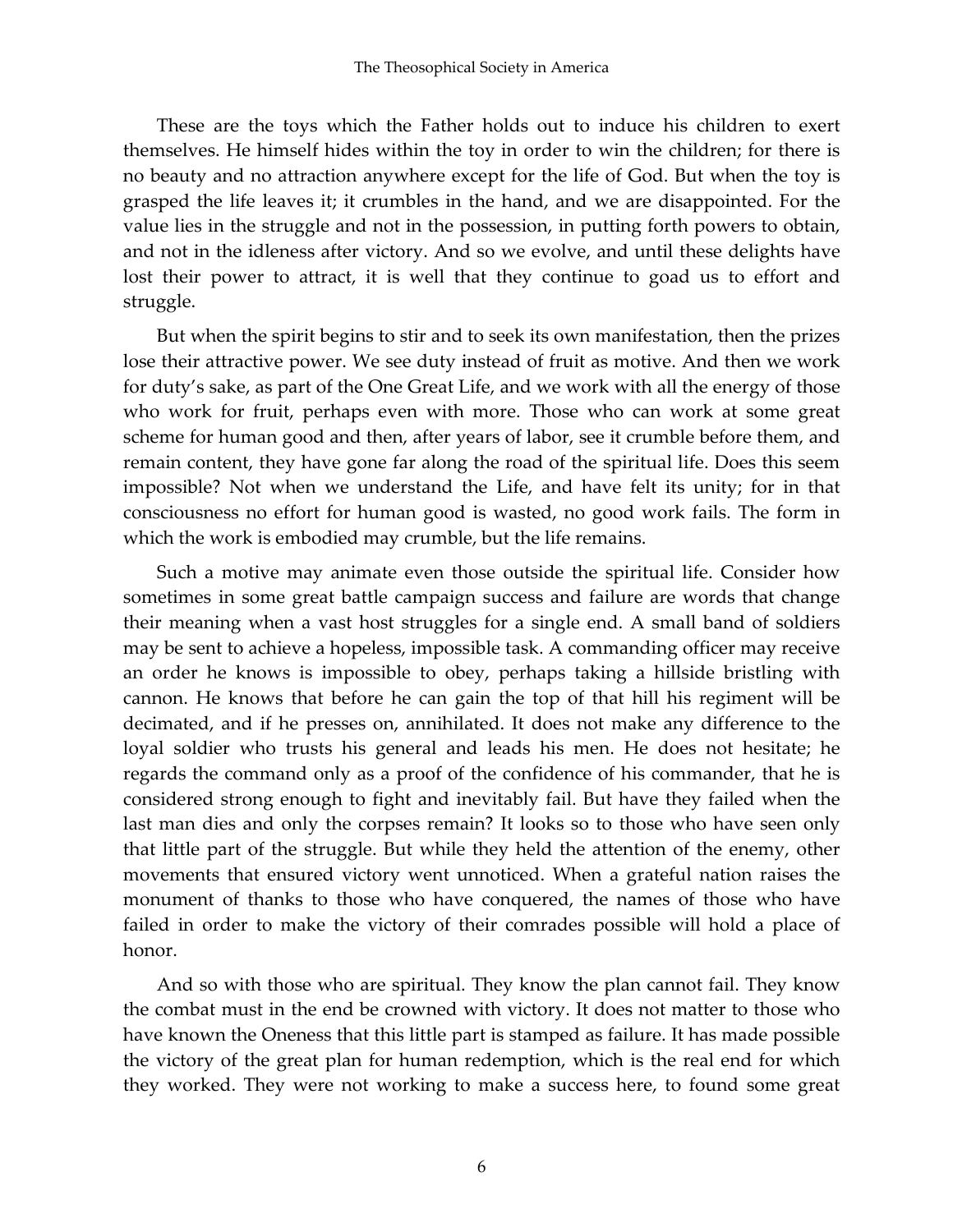These are the toys which the Father holds out to induce his children to exert themselves. He himself hides within the toy in order to win the children; for there is no beauty and no attraction anywhere except for the life of God. But when the toy is grasped the life leaves it; it crumbles in the hand, and we are disappointed. For the value lies in the struggle and not in the possession, in putting forth powers to obtain, and not in the idleness after victory. And so we evolve, and until these delights have lost their power to attract, it is well that they continue to goad us to effort and struggle.

But when the spirit begins to stir and to seek its own manifestation, then the prizes lose their attractive power. We see duty instead of fruit as motive. And then we work for duty's sake, as part of the One Great Life, and we work with all the energy of those who work for fruit, perhaps even with more. Those who can work at some great scheme for human good and then, after years of labor, see it crumble before them, and remain content, they have gone far along the road of the spiritual life. Does this seem impossible? Not when we understand the Life, and have felt its unity; for in that consciousness no effort for human good is wasted, no good work fails. The form in which the work is embodied may crumble, but the life remains.

Such a motive may animate even those outside the spiritual life. Consider how sometimes in some great battle campaign success and failure are words that change their meaning when a vast host struggles for a single end. A small band of soldiers may be sent to achieve a hopeless, impossible task. A commanding officer may receive an order he knows is impossible to obey, perhaps taking a hillside bristling with cannon. He knows that before he can gain the top of that hill his regiment will be decimated, and if he presses on, annihilated. It does not make any difference to the loyal soldier who trusts his general and leads his men. He does not hesitate; he regards the command only as a proof of the confidence of his commander, that he is considered strong enough to fight and inevitably fail. But have they failed when the last man dies and only the corpses remain? It looks so to those who have seen only that little part of the struggle. But while they held the attention of the enemy, other movements that ensured victory went unnoticed. When a grateful nation raises the monument of thanks to those who have conquered, the names of those who have failed in order to make the victory of their comrades possible will hold a place of honor.

And so with those who are spiritual. They know the plan cannot fail. They know the combat must in the end be crowned with victory. It does not matter to those who have known the Oneness that this little part is stamped as failure. It has made possible the victory of the great plan for human redemption, which is the real end for which they worked. They were not working to make a success here, to found some great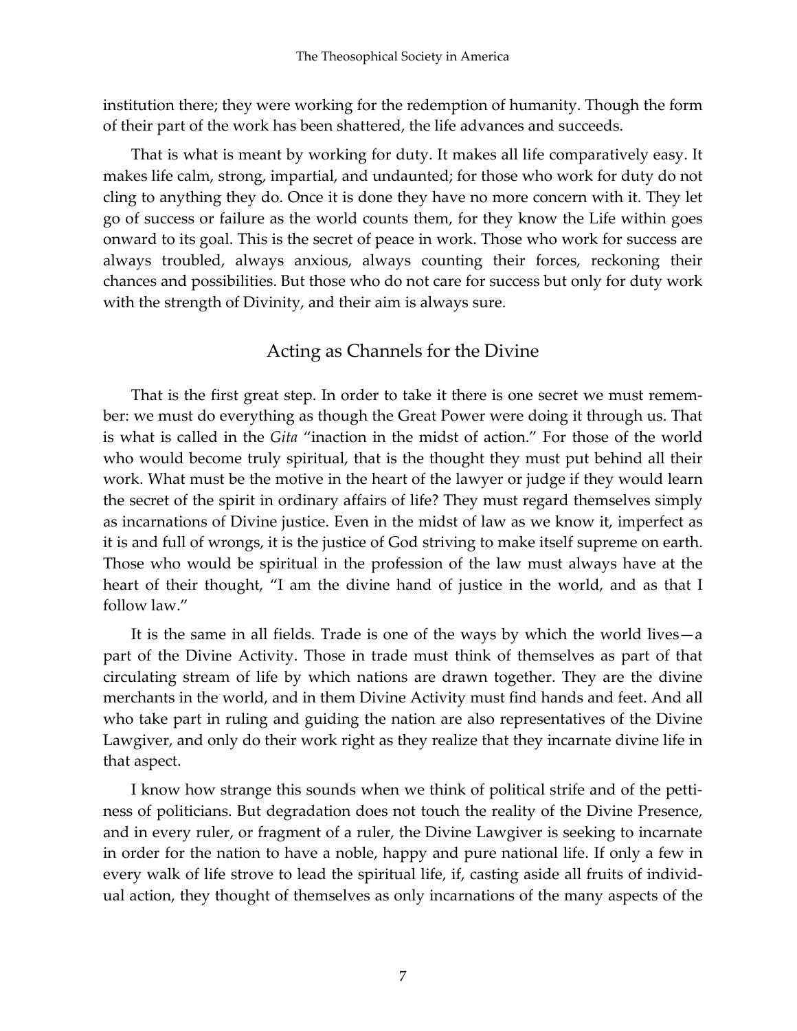institution there; they were working for the redemption of humanity. Though the form of their part of the work has been shattered, the life advances and succeeds.

That is what is meant by working for duty. It makes all life comparatively easy. It makes life calm, strong, impartial, and undaunted; for those who work for duty do not cling to anything they do. Once it is done they have no more concern with it. They let go of success or failure as the world counts them, for they know the Life within goes onward to its goal. This is the secret of peace in work. Those who work for success are always troubled, always anxious, always counting their forces, reckoning their chances and possibilities. But those who do not care for success but only for duty work with the strength of Divinity, and their aim is always sure.

## Acting as Channels for the Divine

That is the first great step. In order to take it there is one secret we must remember: we must do everything as though the Great Power were doing it through us. That is what is called in the *Gita* "inaction in the midst of action." For those of the world who would become truly spiritual, that is the thought they must put behind all their work. What must be the motive in the heart of the lawyer or judge if they would learn the secret of the spirit in ordinary affairs of life? They must regard themselves simply as incarnations of Divine justice. Even in the midst of law as we know it, imperfect as it is and full of wrongs, it is the justice of God striving to make itself supreme on earth. Those who would be spiritual in the profession of the law must always have at the heart of their thought, "I am the divine hand of justice in the world, and as that I follow law."

It is the same in all fields. Trade is one of the ways by which the world lives—a part of the Divine Activity. Those in trade must think of themselves as part of that circulating stream of life by which nations are drawn together. They are the divine merchants in the world, and in them Divine Activity must find hands and feet. And all who take part in ruling and guiding the nation are also representatives of the Divine Lawgiver, and only do their work right as they realize that they incarnate divine life in that aspect.

I know how strange this sounds when we think of political strife and of the pettiness of politicians. But degradation does not touch the reality of the Divine Presence, and in every ruler, or fragment of a ruler, the Divine Lawgiver is seeking to incarnate in order for the nation to have a noble, happy and pure national life. If only a few in every walk of life strove to lead the spiritual life, if, casting aside all fruits of individual action, they thought of themselves as only incarnations of the many aspects of the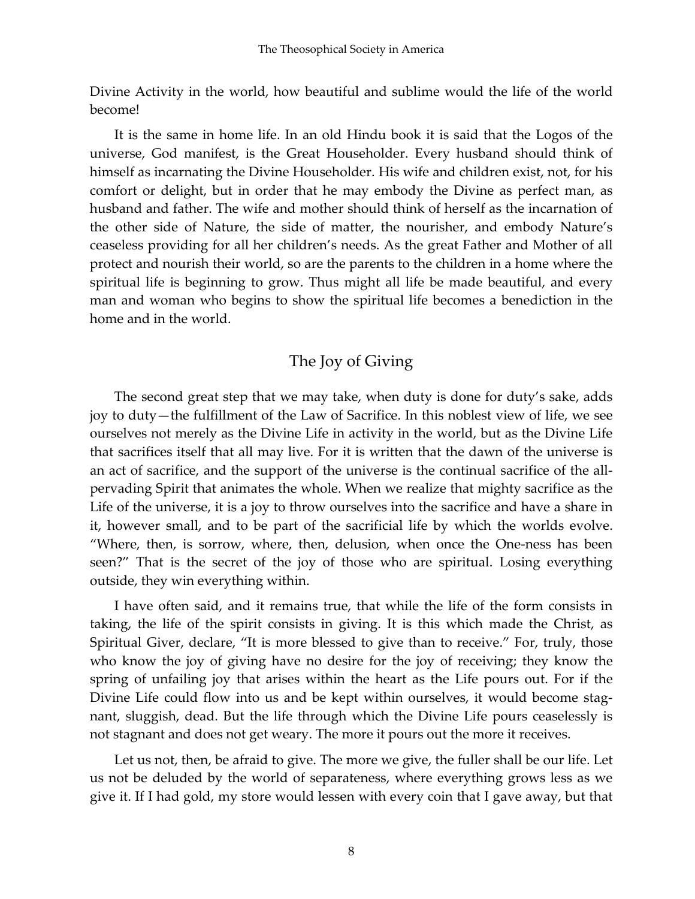Divine Activity in the world, how beautiful and sublime would the life of the world become!

It is the same in home life. In an old Hindu book it is said that the Logos of the universe, God manifest, is the Great Householder. Every husband should think of himself as incarnating the Divine Householder. His wife and children exist, not, for his comfort or delight, but in order that he may embody the Divine as perfect man, as husband and father. The wife and mother should think of herself as the incarnation of the other side of Nature, the side of matter, the nourisher, and embody Nature's ceaseless providing for all her children's needs. As the great Father and Mother of all protect and nourish their world, so are the parents to the children in a home where the spiritual life is beginning to grow. Thus might all life be made beautiful, and every man and woman who begins to show the spiritual life becomes a benediction in the home and in the world.

## The Joy of Giving

The second great step that we may take, when duty is done for duty's sake, adds joy to duty—the fulfillment of the Law of Sacrifice. In this noblest view of life, we see ourselves not merely as the Divine Life in activity in the world, but as the Divine Life that sacrifices itself that all may live. For it is written that the dawn of the universe is an act of sacrifice, and the support of the universe is the continual sacrifice of the all-pervading Spirit that animates the whole. When we realize that mighty sacrifice as the Life of the universe, it is a joy to throw ourselves into the sacrifice and have a share in it, however small, and to be part of the sacrificial life by which the worlds evolve. "Where, then, is sorrow, where, then, delusion, when once the One-ness has been seen?" That is the secret of the joy of those who are spiritual. Losing everything outside, they win everything within.

I have often said, and it remains true, that while the life of the form consists in taking, the life of the spirit consists in giving. It is this which made the Christ, as Spiritual Giver, declare, "It is more blessed to give than to receive." For, truly, those who know the joy of giving have no desire for the joy of receiving; they know the spring of unfailing joy that arises within the heart as the Life pours out. For if the Divine Life could flow into us and be kept within ourselves, it would become stagnant, sluggish, dead. But the life through which the Divine Life pours ceaselessly is not stagnant and does not get weary. The more it pours out the more it receives.

Let us not, then, be afraid to give. The more we give, the fuller shall be our life. Let us not be deluded by the world of separateness, where everything grows less as we give it. If I had gold, my store would lessen with every coin that I gave away, but that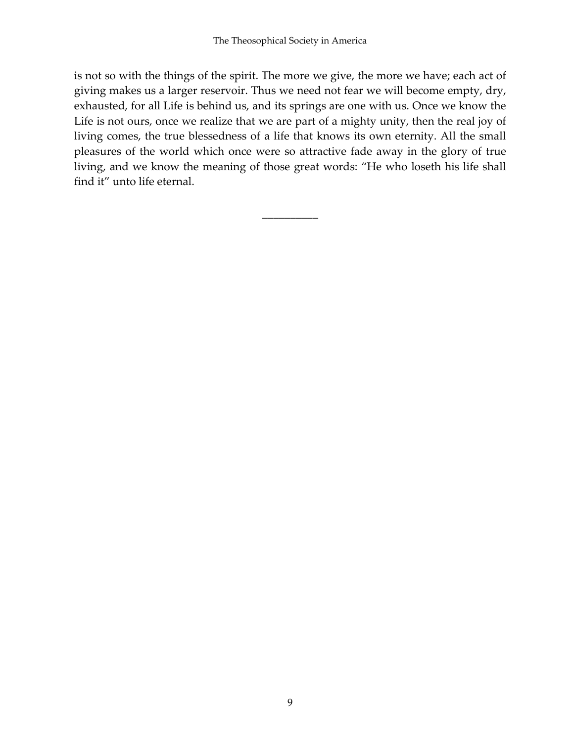is not so with the things of the spirit. The more we give, the more we have; each act of giving makes us a larger reservoir. Thus we need not fear we will become empty, dry, exhausted, for all Life is behind us, and its springs are one with us. Once we know the Life is not ours, once we realize that we are part of a mighty unity, then the real joy of living comes, the true blessedness of a life that knows its own eternity. All the small pleasures of the world which once were so attractive fade away in the glory of true living, and we know the meaning of those great words: "He who loseth his life shall find it" unto life eternal.

__________